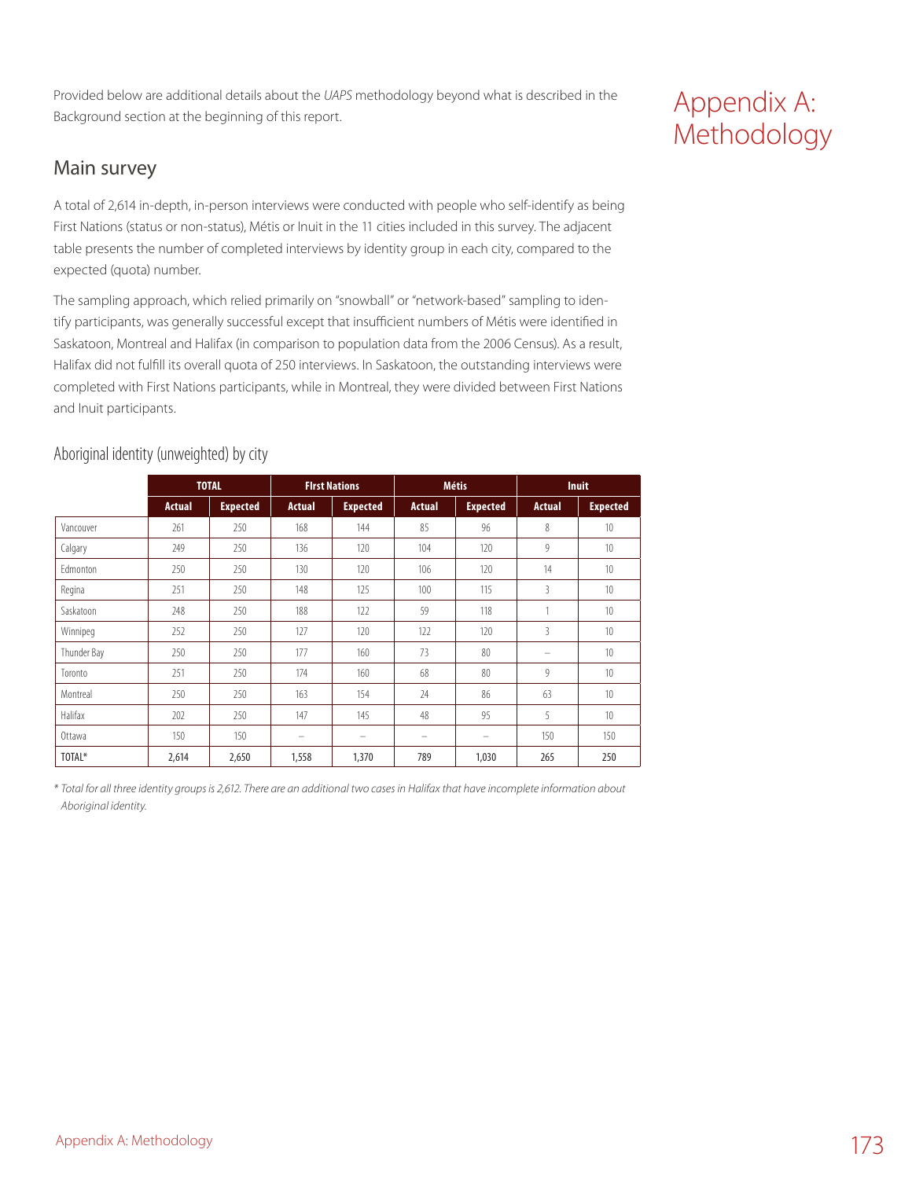# Appendix A: Methodology

Provided below are additional details about the *UAPS* methodology beyond what is described in the Background section at the beginning of this report.

## Main survey

A total of 2,614 in-depth, in-person interviews were conducted with people who self-identify as being First Nations (status or non-status), Métis or Inuit in the 11 cities included in this survey. The adjacent table presents the number of completed interviews by identity group in each city, compared to the expected (quota) number.

The sampling approach, which relied primarily on "snowball" or "network-based" sampling to identify participants, was generally successful except that insufficient numbers of Métis were identified in Saskatoon, Montreal and Halifax (in comparison to population data from the 2006 Census). As a result, Halifax did not fulfill its overall quota of 250 interviews. In Saskatoon, the outstanding interviews were completed with First Nations participants, while in Montreal, they were divided between First Nations and Inuit participants.

### Aboriginal identity (unweighted) by city

| | TOTAL | | First Nations | | Métis | | Inuit | |
|---|---|---|---|---|---|---|---|---|
| | Actual | Expected | Actual | Expected | Actual | Expected | Actual | Expected |
| Vancouver | 261 | 250 | 168 | 144 | 85 | 96 | 8 | 10 |
| Calgary | 249 | 250 | 136 | 120 | 104 | 120 | 9 | 10 |
| Edmonton | 250 | 250 | 130 | 120 | 106 | 120 | 14 | 10 |
| Regina | 251 | 250 | 148 | 125 | 100 | 115 | 3 | 10 |
| Saskatoon | 248 | 250 | 188 | 122 | 59 | 118 | 1 | 10 |
| Winnipeg | 252 | 250 | 127 | 120 | 122 | 120 | 3 | 10 |
| Thunder Bay | 250 | 250 | 177 | 160 | 73 | 80 | – | 10 |
| Toronto | 251 | 250 | 174 | 160 | 68 | 80 | 9 | 10 |
| Montreal | 250 | 250 | 163 | 154 | 24 | 86 | 63 | 10 |
| Halifax | 202 | 250 | 147 | 145 | 48 | 95 | 5 | 10 |
| Ottawa | 150 | 150 | – | – | – | – | 150 | 150 |
| TOTAL* | 2,614 | 2,650 | 1,558 | 1,370 | 789 | 1,030 | 265 | 250 |

*\* Total for all three identity groups is 2,612. There are an additional two cases in Halifax that have incomplete information about Aboriginal identity.*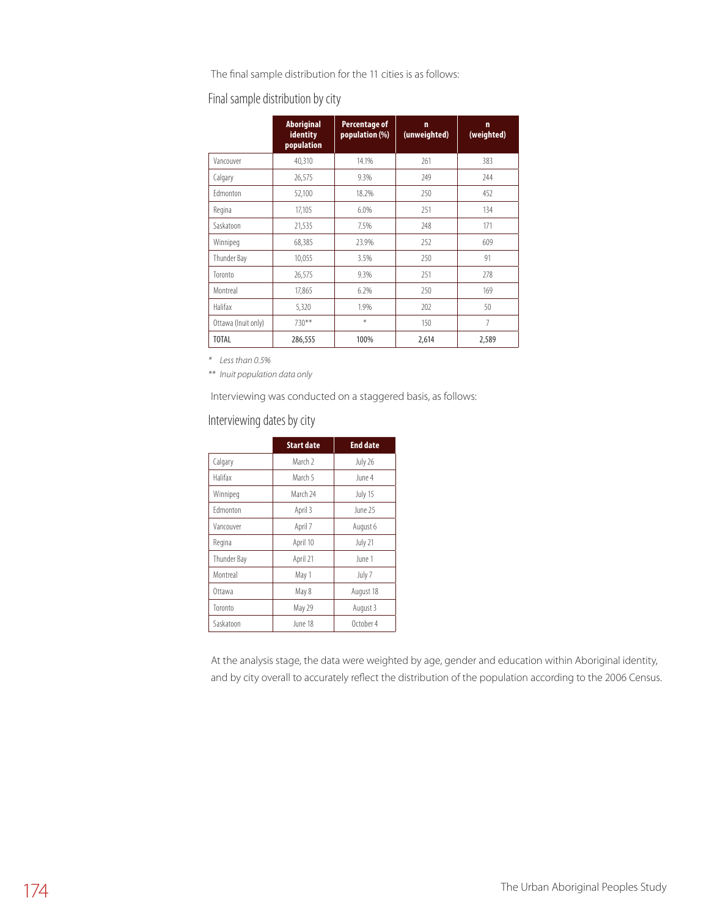The final sample distribution for the 11 cities is as follows:

## Final sample distribution by city

| | Aboriginal identity population | Percentage of population (%) | n (unweighted) | n (weighted) |
|---|---|---|---|---|
| Vancouver | 40,310 | 14.1% | 261 | 383 |
| Calgary | 26,575 | 9.3% | 249 | 244 |
| Edmonton | 52,100 | 18.2% | 250 | 452 |
| Regina | 17,105 | 6.0% | 251 | 134 |
| Saskatoon | 21,535 | 7.5% | 248 | 171 |
| Winnipeg | 68,385 | 23.9% | 252 | 609 |
| Thunder Bay | 10,055 | 3.5% | 250 | 91 |
| Toronto | 26,575 | 9.3% | 251 | 278 |
| Montreal | 17,865 | 6.2% | 250 | 169 |
| Halifax | 5,320 | 1.9% | 202 | 50 |
| Ottawa (Inuit only) | 730** | * | 150 | 7 |
| **TOTAL** | **286,555** | **100%** | **2,614** | **2,589** |

\* *Less than 0.5%*

\*\* *Inuit population data only*

Interviewing was conducted on a staggered basis, as follows:

## Interviewing dates by city

| | Start date | End date |
|---|---|---|
| Calgary | March 2 | July 26 |
| Halifax | March 5 | June 4 |
| Winnipeg | March 24 | July 15 |
| Edmonton | April 3 | June 25 |
| Vancouver | April 7 | August 6 |
| Regina | April 10 | July 21 |
| Thunder Bay | April 21 | June 1 |
| Montreal | May 1 | July 7 |
| Ottawa | May 8 | August 18 |
| Toronto | May 29 | August 3 |
| Saskatoon | June 18 | October 4 |

At the analysis stage, the data were weighted by age, gender and education within Aboriginal identity, and by city overall to accurately reflect the distribution of the population according to the 2006 Census.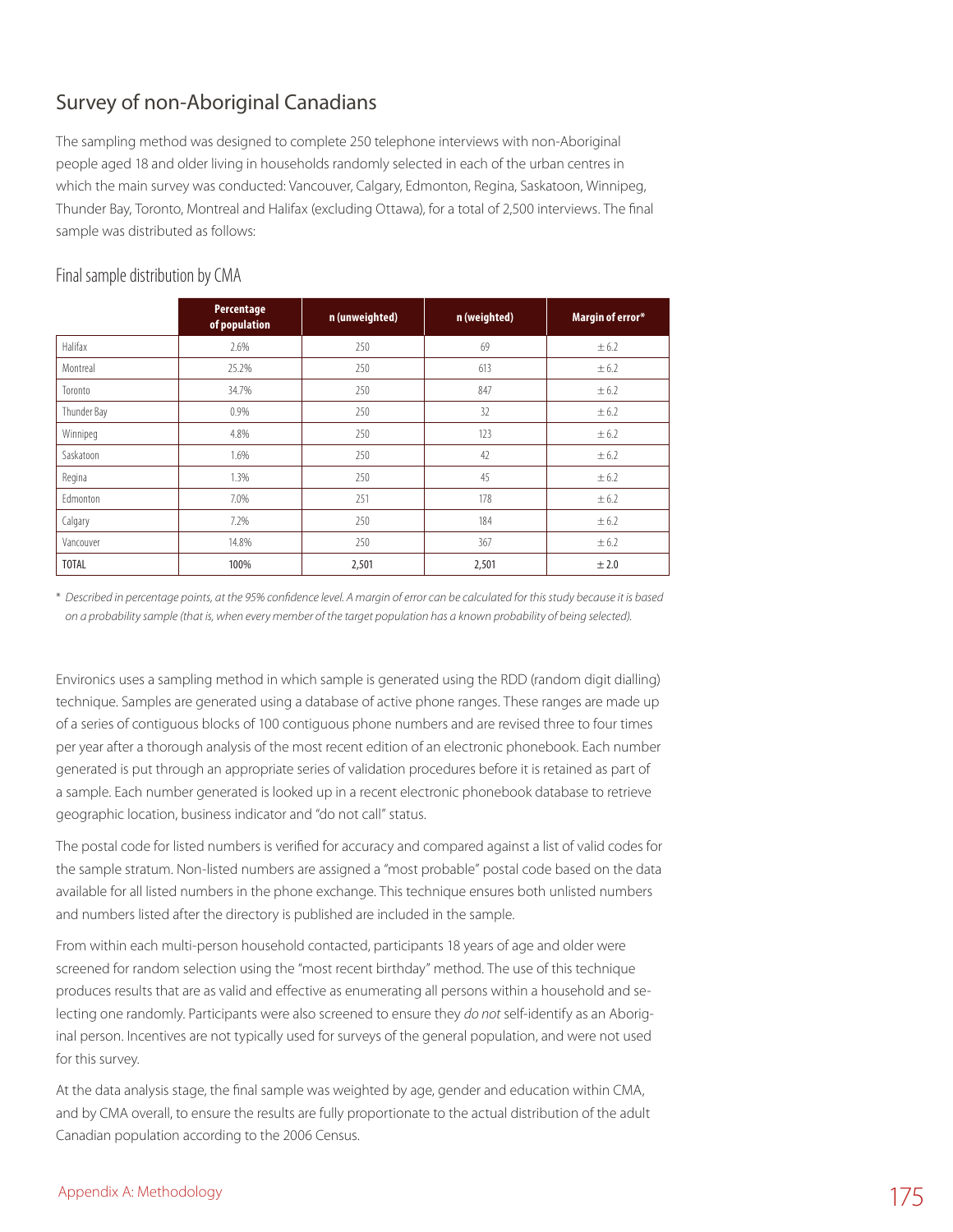## Survey of non-Aboriginal Canadians

The sampling method was designed to complete 250 telephone interviews with non-Aboriginal people aged 18 and older living in households randomly selected in each of the urban centres in which the main survey was conducted: Vancouver, Calgary, Edmonton, Regina, Saskatoon, Winnipeg, Thunder Bay, Toronto, Montreal and Halifax (excluding Ottawa), for a total of 2,500 interviews. The final sample was distributed as follows:

### Final sample distribution by CMA

| | Percentage of population | n (unweighted) | n (weighted) | Margin of error* |
|---|---|---|---|---|
| Halifax | 2.6% | 250 | 69 | ± 6.2 |
| Montreal | 25.2% | 250 | 613 | ± 6.2 |
| Toronto | 34.7% | 250 | 847 | ± 6.2 |
| Thunder Bay | 0.9% | 250 | 32 | ± 6.2 |
| Winnipeg | 4.8% | 250 | 123 | ± 6.2 |
| Saskatoon | 1.6% | 250 | 42 | ± 6.2 |
| Regina | 1.3% | 250 | 45 | ± 6.2 |
| Edmonton | 7.0% | 251 | 178 | ± 6.2 |
| Calgary | 7.2% | 250 | 184 | ± 6.2 |
| Vancouver | 14.8% | 250 | 367 | ± 6.2 |
| **TOTAL** | **100%** | **2,501** | **2,501** | **± 2.0** |

\* *Described in percentage points, at the 95% confidence level. A margin of error can be calculated for this study because it is based on a probability sample (that is, when every member of the target population has a known probability of being selected).*

Environics uses a sampling method in which sample is generated using the RDD (random digit dialling) technique. Samples are generated using a database of active phone ranges. These ranges are made up of a series of contiguous blocks of 100 contiguous phone numbers and are revised three to four times per year after a thorough analysis of the most recent edition of an electronic phonebook. Each number generated is put through an appropriate series of validation procedures before it is retained as part of a sample. Each number generated is looked up in a recent electronic phonebook database to retrieve geographic location, business indicator and "do not call" status.

The postal code for listed numbers is verified for accuracy and compared against a list of valid codes for the sample stratum. Non-listed numbers are assigned a "most probable" postal code based on the data available for all listed numbers in the phone exchange. This technique ensures both unlisted numbers and numbers listed after the directory is published are included in the sample.

From within each multi-person household contacted, participants 18 years of age and older were screened for random selection using the "most recent birthday" method. The use of this technique produces results that are as valid and effective as enumerating all persons within a household and selecting one randomly. Participants were also screened to ensure they *do not* self-identify as an Aboriginal person. Incentives are not typically used for surveys of the general population, and were not used for this survey.

At the data analysis stage, the final sample was weighted by age, gender and education within CMA, and by CMA overall, to ensure the results are fully proportionate to the actual distribution of the adult Canadian population according to the 2006 Census.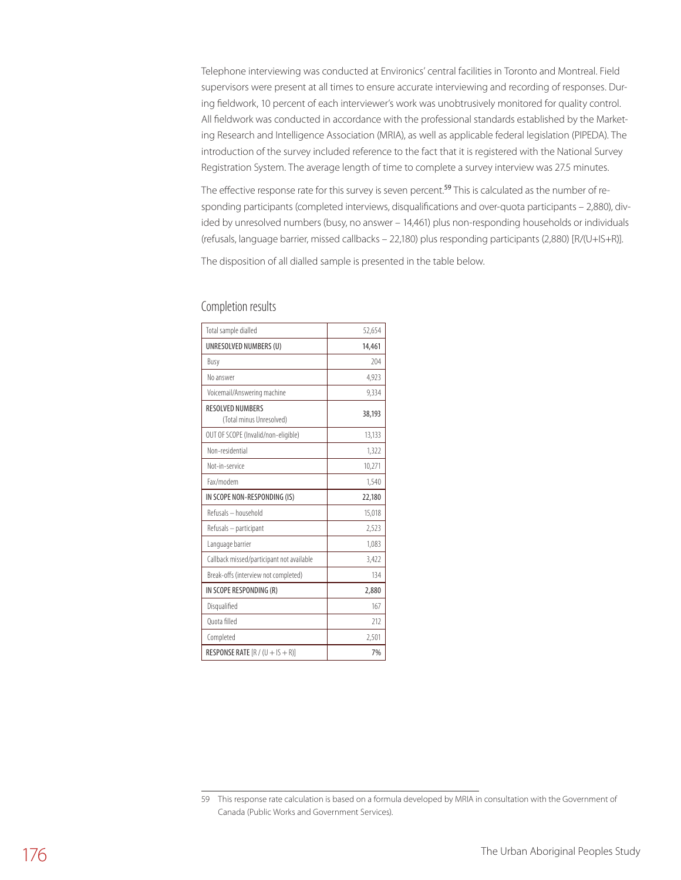Telephone interviewing was conducted at Environics' central facilities in Toronto and Montreal. Field supervisors were present at all times to ensure accurate interviewing and recording of responses. During fieldwork, 10 percent of each interviewer's work was unobtrusively monitored for quality control. All fieldwork was conducted in accordance with the professional standards established by the Marketing Research and Intelligence Association (MRIA), as well as applicable federal legislation (PIPEDA). The introduction of the survey included reference to the fact that it is registered with the National Survey Registration System. The average length of time to complete a survey interview was 27.5 minutes.

The effective response rate for this survey is seven percent.[59] This is calculated as the number of responding participants (completed interviews, disqualifications and over-quota participants – 2,880), divided by unresolved numbers (busy, no answer – 14,461) plus non-responding households or individuals (refusals, language barrier, missed callbacks – 22,180) plus responding participants (2,880) [R/(U+IS+R)].

The disposition of all dialled sample is presented in the table below.

## Completion results

| Total sample dialled | 52,654 |
|---|---|
| **UNRESOLVED NUMBERS (U)** | **14,461** |
| Busy | 204 |
| No answer | 4,923 |
| Voicemail/Answering machine | 9,334 |
| **RESOLVED NUMBERS** (Total minus Unresolved) | **38,193** |
| OUT OF SCOPE (Invalid/non-eligible) | 13,133 |
| Non-residential | 1,322 |
| Not-in-service | 10,271 |
| Fax/modem | 1,540 |
| **IN SCOPE NON-RESPONDING (IS)** | **22,180** |
| Refusals – household | 15,018 |
| Refusals – participant | 2,523 |
| Language barrier | 1,083 |
| Callback missed/participant not available | 3,422 |
| Break-offs (interview not completed) | 134 |
| **IN SCOPE RESPONDING (R)** | **2,880** |
| Disqualified | 167 |
| Quota filled | 212 |
| Completed | 2,501 |
| **RESPONSE RATE** [R / (U + IS + R)] | **7%** |

59 This response rate calculation is based on a formula developed by MRIA in consultation with the Government of Canada (Public Works and Government Services).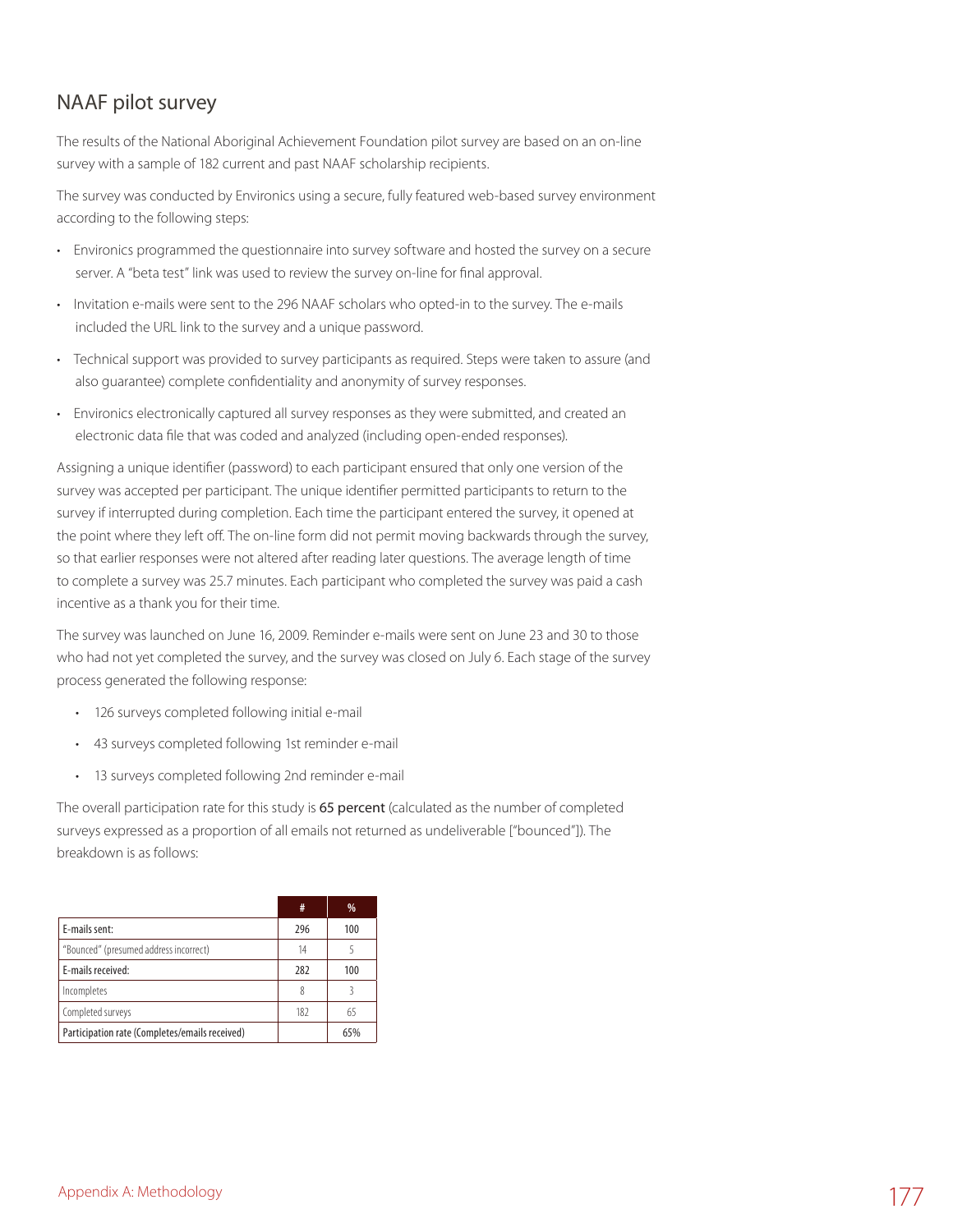## NAAF pilot survey

The results of the National Aboriginal Achievement Foundation pilot survey are based on an on-line survey with a sample of 182 current and past NAAF scholarship recipients.

The survey was conducted by Environics using a secure, fully featured web-based survey environment according to the following steps:

- Environics programmed the questionnaire into survey software and hosted the survey on a secure server. A "beta test" link was used to review the survey on-line for final approval.
- Invitation e-mails were sent to the 296 NAAF scholars who opted-in to the survey. The e-mails included the URL link to the survey and a unique password.
- Technical support was provided to survey participants as required. Steps were taken to assure (and also guarantee) complete confidentiality and anonymity of survey responses.
- Environics electronically captured all survey responses as they were submitted, and created an electronic data file that was coded and analyzed (including open-ended responses).

Assigning a unique identifier (password) to each participant ensured that only one version of the survey was accepted per participant. The unique identifier permitted participants to return to the survey if interrupted during completion. Each time the participant entered the survey, it opened at the point where they left off. The on-line form did not permit moving backwards through the survey, so that earlier responses were not altered after reading later questions. The average length of time to complete a survey was 25.7 minutes. Each participant who completed the survey was paid a cash incentive as a thank you for their time.

The survey was launched on June 16, 2009. Reminder e-mails were sent on June 23 and 30 to those who had not yet completed the survey, and the survey was closed on July 6. Each stage of the survey process generated the following response:

- 126 surveys completed following initial e-mail
- 43 surveys completed following 1st reminder e-mail
- 13 surveys completed following 2nd reminder e-mail

The overall participation rate for this study is 65 percent (calculated as the number of completed surveys expressed as a proportion of all emails not returned as undeliverable ["bounced"]). The breakdown is as follows:

| | # | % |
|---|---|---|
| **E-mails sent:** | **296** | **100** |
| "Bounced" (presumed address incorrect) | 14 | 5 |
| **E-mails received:** | **282** | **100** |
| Incompletes | 8 | 3 |
| Completed surveys | 182 | 65 |
| **Participation rate (Completes/emails received)** | | **65%** |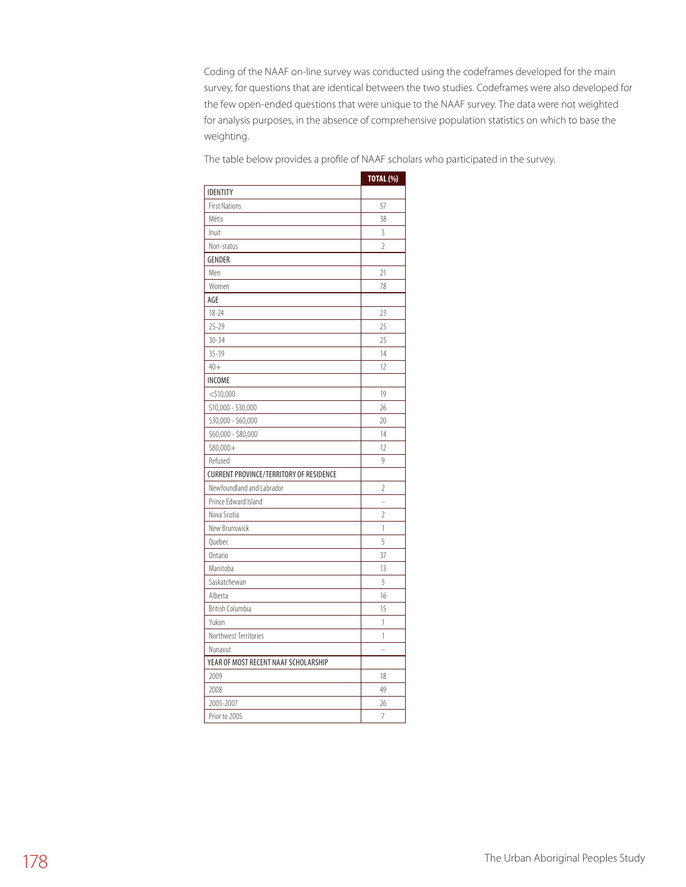Coding of the NAAF on-line survey was conducted using the codeframes developed for the main survey, for questions that are identical between the two studies. Codeframes were also developed for the few open-ended questions that were unique to the NAAF survey. The data were not weighted for analysis purposes, in the absence of comprehensive population statistics on which to base the weighting.

The table below provides a profile of NAAF scholars who participated in the survey.

| | TOTAL (%) |
|---|---|
| **IDENTITY** | |
| First Nations | 57 |
| Métis | 38 |
| Inuit | 3 |
| Non-status | 2 |
| **GENDER** | |
| Men | 21 |
| Women | 78 |
| **AGE** | |
| 18-24 | 23 |
| 25-29 | 25 |
| 30-34 | 25 |
| 35-39 | 14 |
| 40+ | 12 |
| **INCOME** | |
| <$10,000 | 19 |
| $10,000 - $30,000 | 26 |
| $30,000 - $60,000 | 20 |
| $60,000 - $80,000 | 14 |
| $80,000+ | 12 |
| Refused | 9 |
| **CURRENT PROVINCE/TERRITORY OF RESIDENCE** | |
| Newfoundland and Labrador | 2 |
| Prince Edward Island | – |
| Nova Scotia | 2 |
| New Brunswick | 1 |
| Quebec | 5 |
| Ontario | 37 |
| Manitoba | 13 |
| Saskatchewan | 5 |
| Alberta | 16 |
| British Columbia | 15 |
| Yukon | 1 |
| Northwest Territories | 1 |
| Nunavut | – |
| **YEAR OF MOST RECENT NAAF SCHOLARSHIP** | |
| 2009 | 18 |
| 2008 | 49 |
| 2005-2007 | 26 |
| Prior to 2005 | 7 |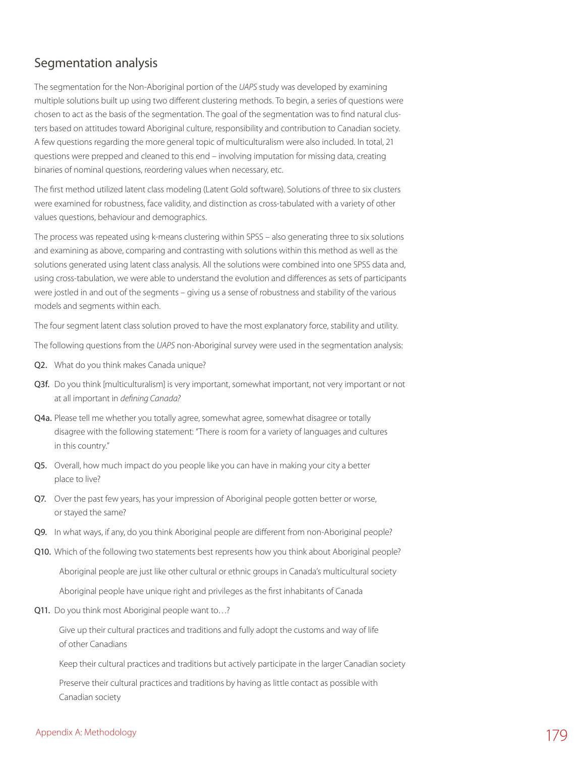## Segmentation analysis

The segmentation for the Non-Aboriginal portion of the *UAPS* study was developed by examining multiple solutions built up using two different clustering methods. To begin, a series of questions were chosen to act as the basis of the segmentation. The goal of the segmentation was to find natural clusters based on attitudes toward Aboriginal culture, responsibility and contribution to Canadian society. A few questions regarding the more general topic of multiculturalism were also included. In total, 21 questions were prepped and cleaned to this end – involving imputation for missing data, creating binaries of nominal questions, reordering values when necessary, etc.

The first method utilized latent class modeling (Latent Gold software). Solutions of three to six clusters were examined for robustness, face validity, and distinction as cross-tabulated with a variety of other values questions, behaviour and demographics.

The process was repeated using k-means clustering within SPSS – also generating three to six solutions and examining as above, comparing and contrasting with solutions within this method as well as the solutions generated using latent class analysis. All the solutions were combined into one SPSS data and, using cross-tabulation, we were able to understand the evolution and differences as sets of participants were jostled in and out of the segments – giving us a sense of robustness and stability of the various models and segments within each.

The four segment latent class solution proved to have the most explanatory force, stability and utility.

The following questions from the *UAPS* non-Aboriginal survey were used in the segmentation analysis:

**Q2.** What do you think makes Canada unique?

**Q3f.** Do you think [multiculturalism] is very important, somewhat important, not very important or not at all important in *defining Canada?*

**Q4a.** Please tell me whether you totally agree, somewhat agree, somewhat disagree or totally disagree with the following statement: "There is room for a variety of languages and cultures in this country."

**Q5.** Overall, how much impact do you people like you can have in making your city a better place to live?

**Q7.** Over the past few years, has your impression of Aboriginal people gotten better or worse, or stayed the same?

**Q9.** In what ways, if any, do you think Aboriginal people are different from non-Aboriginal people?

**Q10.** Which of the following two statements best represents how you think about Aboriginal people?

Aboriginal people are just like other cultural or ethnic groups in Canada's multicultural society

Aboriginal people have unique right and privileges as the first inhabitants of Canada

**Q11.** Do you think most Aboriginal people want to…?

Give up their cultural practices and traditions and fully adopt the customs and way of life of other Canadians

Keep their cultural practices and traditions but actively participate in the larger Canadian society

Preserve their cultural practices and traditions by having as little contact as possible with Canadian society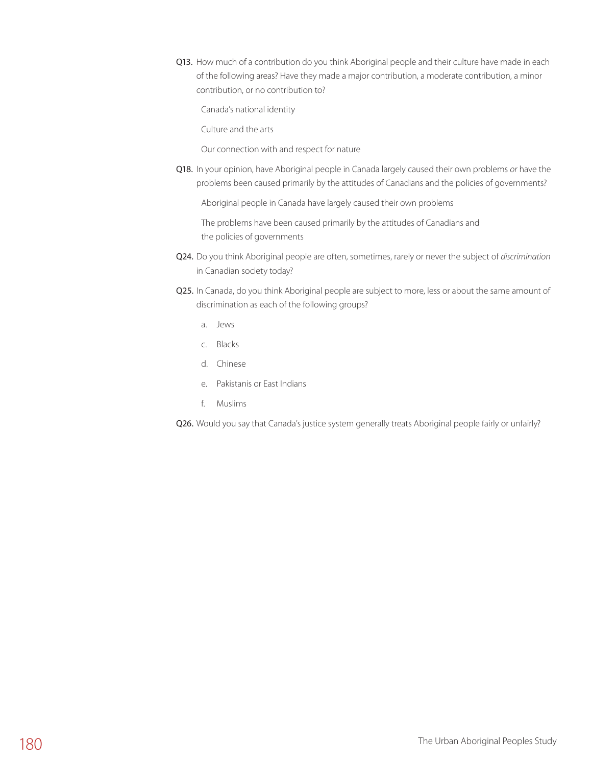**Q13.** How much of a contribution do you think Aboriginal people and their culture have made in each of the following areas? Have they made a major contribution, a moderate contribution, a minor contribution, or no contribution to?

Canada's national identity

Culture and the arts

Our connection with and respect for nature

**Q18.** In your opinion, have Aboriginal people in Canada largely caused their own problems *or* have the problems been caused primarily by the attitudes of Canadians and the policies of governments?

Aboriginal people in Canada have largely caused their own problems

The problems have been caused primarily by the attitudes of Canadians and the policies of governments

**Q24.** Do you think Aboriginal people are often, sometimes, rarely or never the subject of *discrimination* in Canadian society today?

**Q25.** In Canada, do you think Aboriginal people are subject to more, less or about the same amount of discrimination as each of the following groups?

a. Jews

c. Blacks

d. Chinese

e. Pakistanis or East Indians

f. Muslims

**Q26.** Would you say that Canada's justice system generally treats Aboriginal people fairly or unfairly?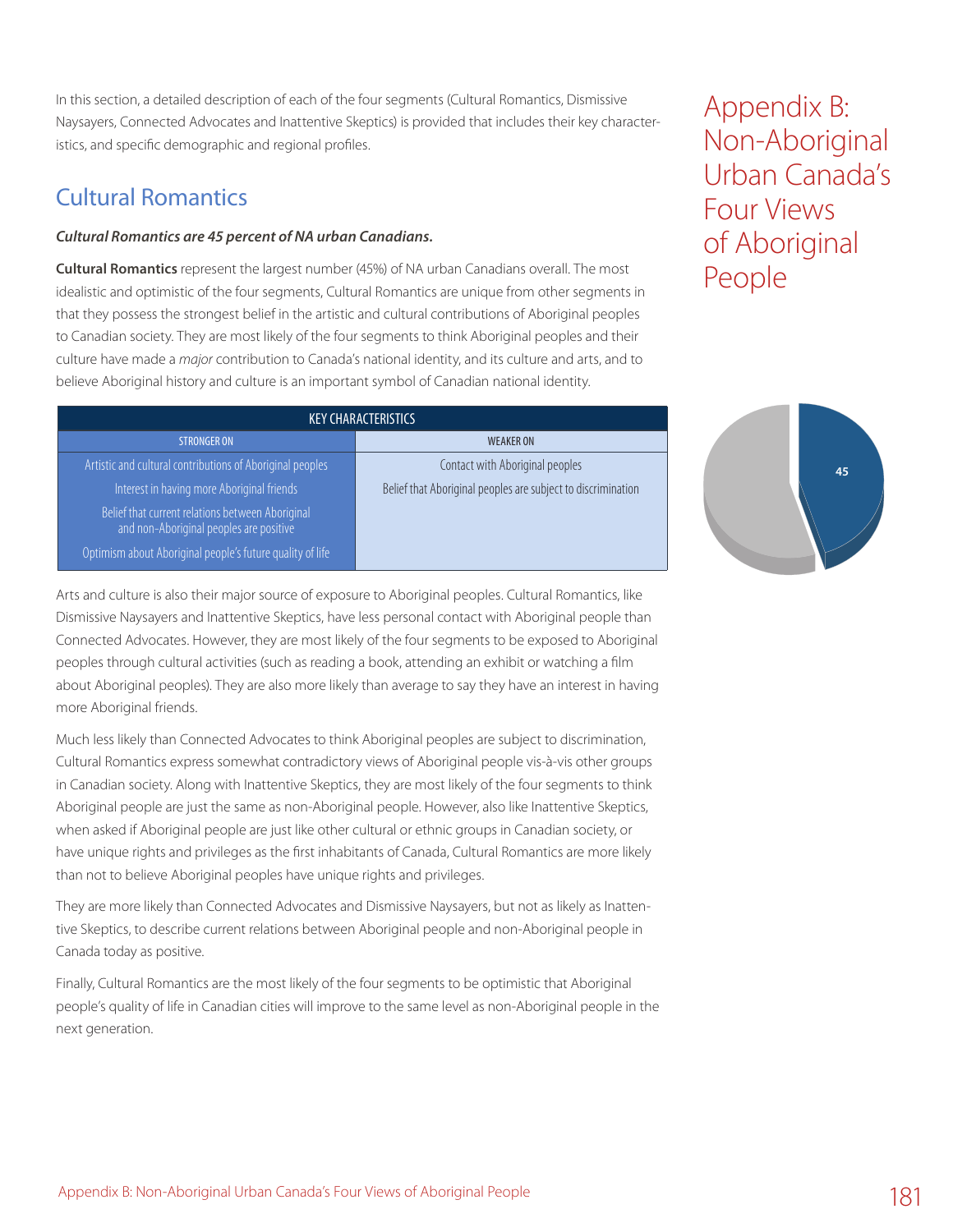# Appendix B: Non-Aboriginal Urban Canada's Four Views of Aboriginal People

In this section, a detailed description of each of the four segments (Cultural Romantics, Dismissive Naysayers, Connected Advocates and Inattentive Skeptics) is provided that includes their key characteristics, and specific demographic and regional profiles.

## Cultural Romantics

***Cultural Romantics are 45 percent of NA urban Canadians.***

**Cultural Romantics** represent the largest number (45%) of NA urban Canadians overall. The most idealistic and optimistic of the four segments, Cultural Romantics are unique from other segments in that they possess the strongest belief in the artistic and cultural contributions of Aboriginal peoples to Canadian society. They are most likely of the four segments to think Aboriginal peoples and their culture have made a *major* contribution to Canada's national identity, and its culture and arts, and to believe Aboriginal history and culture is an important symbol of Canadian national identity.

| KEY CHARACTERISTICS | |
|---|---|
| STRONGER ON | WEAKER ON |
| Artistic and cultural contributions of Aboriginal peoples | Contact with Aboriginal peoples |
| Interest in having more Aboriginal friends | Belief that Aboriginal peoples are subject to discrimination |
| Belief that current relations between Aboriginal and non-Aboriginal peoples are positive | |
| Optimism about Aboriginal people's future quality of life | |

45

Arts and culture is also their major source of exposure to Aboriginal peoples. Cultural Romantics, like Dismissive Naysayers and Inattentive Skeptics, have less personal contact with Aboriginal people than Connected Advocates. However, they are most likely of the four segments to be exposed to Aboriginal peoples through cultural activities (such as reading a book, attending an exhibit or watching a film about Aboriginal peoples). They are also more likely than average to say they have an interest in having more Aboriginal friends.

Much less likely than Connected Advocates to think Aboriginal peoples are subject to discrimination, Cultural Romantics express somewhat contradictory views of Aboriginal people vis-à-vis other groups in Canadian society. Along with Inattentive Skeptics, they are most likely of the four segments to think Aboriginal people are just the same as non-Aboriginal people. However, also like Inattentive Skeptics, when asked if Aboriginal people are just like other cultural or ethnic groups in Canadian society, or have unique rights and privileges as the first inhabitants of Canada, Cultural Romantics are more likely than not to believe Aboriginal peoples have unique rights and privileges.

They are more likely than Connected Advocates and Dismissive Naysayers, but not as likely as Inattentive Skeptics, to describe current relations between Aboriginal people and non-Aboriginal people in Canada today as positive.

Finally, Cultural Romantics are the most likely of the four segments to be optimistic that Aboriginal people's quality of life in Canadian cities will improve to the same level as non-Aboriginal people in the next generation.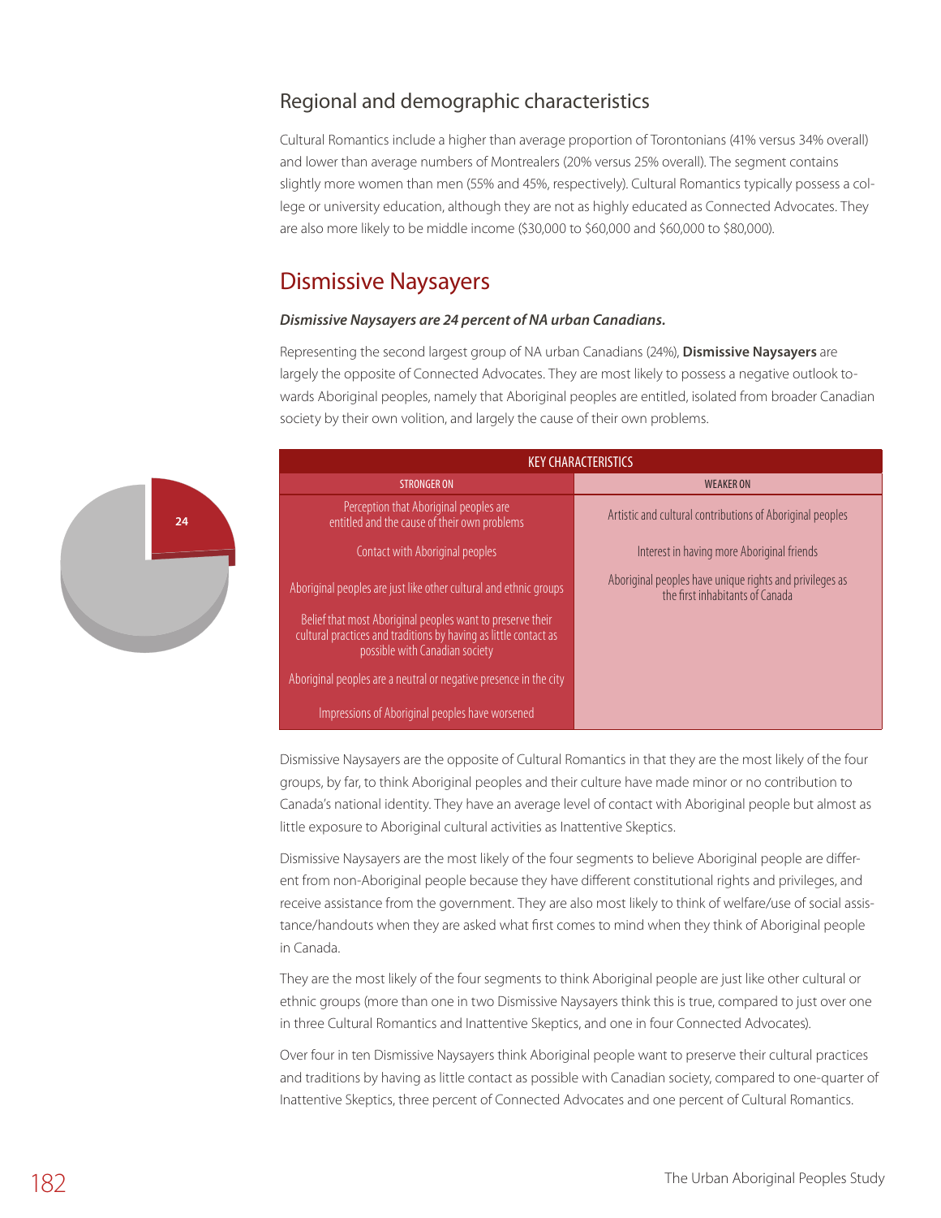## Regional and demographic characteristics

Cultural Romantics include a higher than average proportion of Torontonians (41% versus 34% overall) and lower than average numbers of Montrealers (20% versus 25% overall). The segment contains slightly more women than men (55% and 45%, respectively). Cultural Romantics typically possess a college or university education, although they are not as highly educated as Connected Advocates. They are also more likely to be middle income ($30,000 to $60,000 and $60,000 to $80,000).

# Dismissive Naysayers

***Dismissive Naysayers are 24 percent of NA urban Canadians.***

Representing the second largest group of NA urban Canadians (24%), **Dismissive Naysayers** are largely the opposite of Connected Advocates. They are most likely to possess a negative outlook towards Aboriginal peoples, namely that Aboriginal peoples are entitled, isolated from broader Canadian society by their own volition, and largely the cause of their own problems.

| KEY CHARACTERISTICS | |
|---|---|
| STRONGER ON | WEAKER ON |
| Perception that Aboriginal peoples are entitled and the cause of their own problems | Artistic and cultural contributions of Aboriginal peoples |
| Contact with Aboriginal peoples | Interest in having more Aboriginal friends |
| Aboriginal peoples are just like other cultural and ethnic groups | Aboriginal peoples have unique rights and privileges as the first inhabitants of Canada |
| Belief that most Aboriginal peoples want to preserve their cultural practices and traditions by having as little contact as possible with Canadian society | |
| Aboriginal peoples are a neutral or negative presence in the city | |
| Impressions of Aboriginal peoples have worsened | |

Dismissive Naysayers are the opposite of Cultural Romantics in that they are the most likely of the four groups, by far, to think Aboriginal peoples and their culture have made minor or no contribution to Canada's national identity. They have an average level of contact with Aboriginal people but almost as little exposure to Aboriginal cultural activities as Inattentive Skeptics.

Dismissive Naysayers are the most likely of the four segments to believe Aboriginal people are different from non-Aboriginal people because they have different constitutional rights and privileges, and receive assistance from the government. They are also most likely to think of welfare/use of social assistance/handouts when they are asked what first comes to mind when they think of Aboriginal people in Canada.

They are the most likely of the four segments to think Aboriginal people are just like other cultural or ethnic groups (more than one in two Dismissive Naysayers think this is true, compared to just over one in three Cultural Romantics and Inattentive Skeptics, and one in four Connected Advocates).

Over four in ten Dismissive Naysayers think Aboriginal people want to preserve their cultural practices and traditions by having as little contact as possible with Canadian society, compared to one-quarter of Inattentive Skeptics, three percent of Connected Advocates and one percent of Cultural Romantics.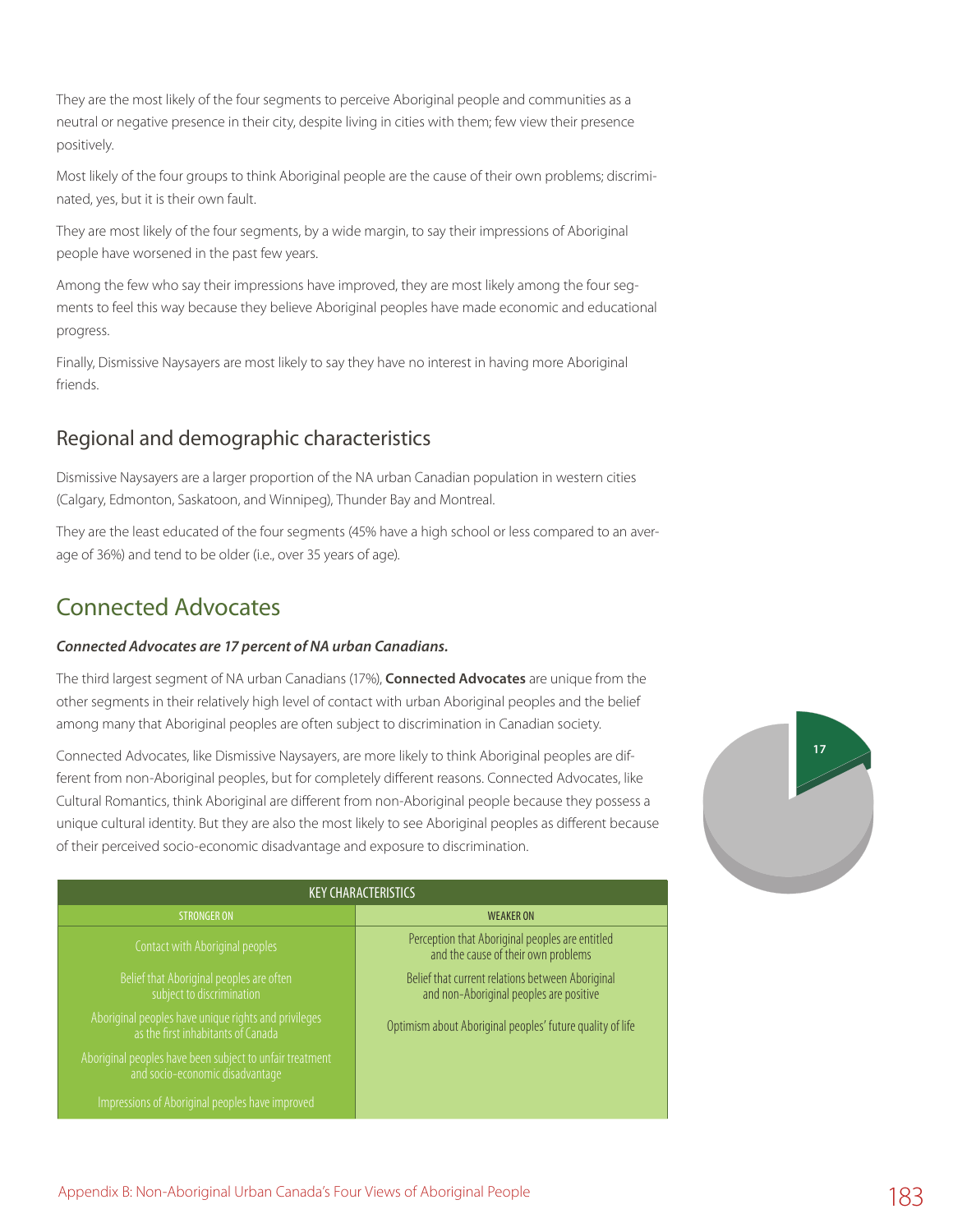They are the most likely of the four segments to perceive Aboriginal people and communities as a neutral or negative presence in their city, despite living in cities with them; few view their presence positively.

Most likely of the four groups to think Aboriginal people are the cause of their own problems; discriminated, yes, but it is their own fault.

They are most likely of the four segments, by a wide margin, to say their impressions of Aboriginal people have worsened in the past few years.

Among the few who say their impressions have improved, they are most likely among the four segments to feel this way because they believe Aboriginal peoples have made economic and educational progress.

Finally, Dismissive Naysayers are most likely to say they have no interest in having more Aboriginal friends.

## Regional and demographic characteristics

Dismissive Naysayers are a larger proportion of the NA urban Canadian population in western cities (Calgary, Edmonton, Saskatoon, and Winnipeg), Thunder Bay and Montreal.

They are the least educated of the four segments (45% have a high school or less compared to an average of 36%) and tend to be older (i.e., over 35 years of age).

# Connected Advocates

***Connected Advocates are 17 percent of NA urban Canadians.***

The third largest segment of NA urban Canadians (17%), **Connected Advocates** are unique from the other segments in their relatively high level of contact with urban Aboriginal peoples and the belief among many that Aboriginal peoples are often subject to discrimination in Canadian society.

Connected Advocates, like Dismissive Naysayers, are more likely to think Aboriginal peoples are different from non-Aboriginal peoples, but for completely different reasons. Connected Advocates, like Cultural Romantics, think Aboriginal are different from non-Aboriginal people because they possess a unique cultural identity. But they are also the most likely to see Aboriginal peoples as different because of their perceived socio-economic disadvantage and exposure to discrimination.

17

| KEY CHARACTERISTICS | |
|---|---|
| STRONGER ON | WEAKER ON |
| Contact with Aboriginal peoples | Perception that Aboriginal peoples are entitled and the cause of their own problems |
| Belief that Aboriginal peoples are often subject to discrimination | Belief that current relations between Aboriginal and non-Aboriginal peoples are positive |
| Aboriginal peoples have unique rights and privileges as the first inhabitants of Canada | Optimism about Aboriginal peoples' future quality of life |
| Aboriginal peoples have been subject to unfair treatment and socio-economic disadvantage | |
| Impressions of Aboriginal peoples have improved | |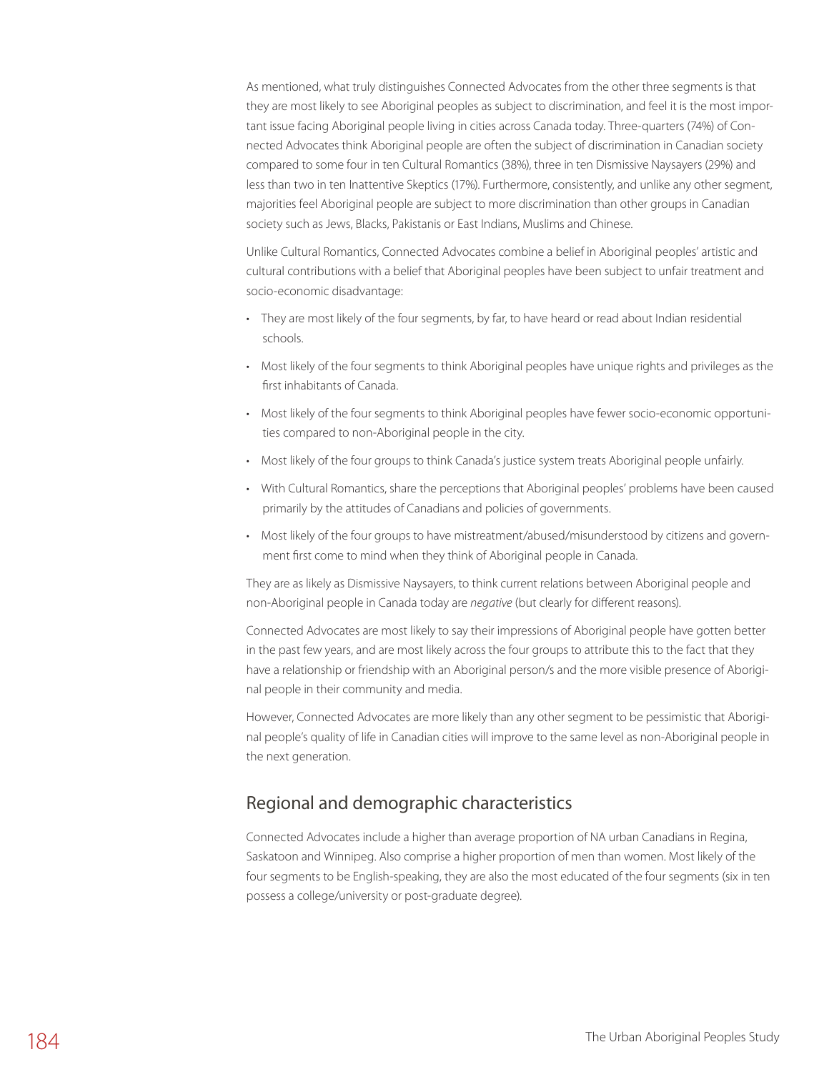As mentioned, what truly distinguishes Connected Advocates from the other three segments is that they are most likely to see Aboriginal peoples as subject to discrimination, and feel it is the most important issue facing Aboriginal people living in cities across Canada today. Three-quarters (74%) of Connected Advocates think Aboriginal people are often the subject of discrimination in Canadian society compared to some four in ten Cultural Romantics (38%), three in ten Dismissive Naysayers (29%) and less than two in ten Inattentive Skeptics (17%). Furthermore, consistently, and unlike any other segment, majorities feel Aboriginal people are subject to more discrimination than other groups in Canadian society such as Jews, Blacks, Pakistanis or East Indians, Muslims and Chinese.

Unlike Cultural Romantics, Connected Advocates combine a belief in Aboriginal peoples' artistic and cultural contributions with a belief that Aboriginal peoples have been subject to unfair treatment and socio-economic disadvantage:

- They are most likely of the four segments, by far, to have heard or read about Indian residential schools.
- Most likely of the four segments to think Aboriginal peoples have unique rights and privileges as the first inhabitants of Canada.
- Most likely of the four segments to think Aboriginal peoples have fewer socio-economic opportunities compared to non-Aboriginal people in the city.
- Most likely of the four groups to think Canada's justice system treats Aboriginal people unfairly.
- With Cultural Romantics, share the perceptions that Aboriginal peoples' problems have been caused primarily by the attitudes of Canadians and policies of governments.
- Most likely of the four groups to have mistreatment/abused/misunderstood by citizens and government first come to mind when they think of Aboriginal people in Canada.

They are as likely as Dismissive Naysayers, to think current relations between Aboriginal people and non-Aboriginal people in Canada today are *negative* (but clearly for different reasons).

Connected Advocates are most likely to say their impressions of Aboriginal people have gotten better in the past few years, and are most likely across the four groups to attribute this to the fact that they have a relationship or friendship with an Aboriginal person/s and the more visible presence of Aboriginal people in their community and media.

However, Connected Advocates are more likely than any other segment to be pessimistic that Aboriginal people's quality of life in Canadian cities will improve to the same level as non-Aboriginal people in the next generation.

## Regional and demographic characteristics

Connected Advocates include a higher than average proportion of NA urban Canadians in Regina, Saskatoon and Winnipeg. Also comprise a higher proportion of men than women. Most likely of the four segments to be English-speaking, they are also the most educated of the four segments (six in ten possess a college/university or post-graduate degree).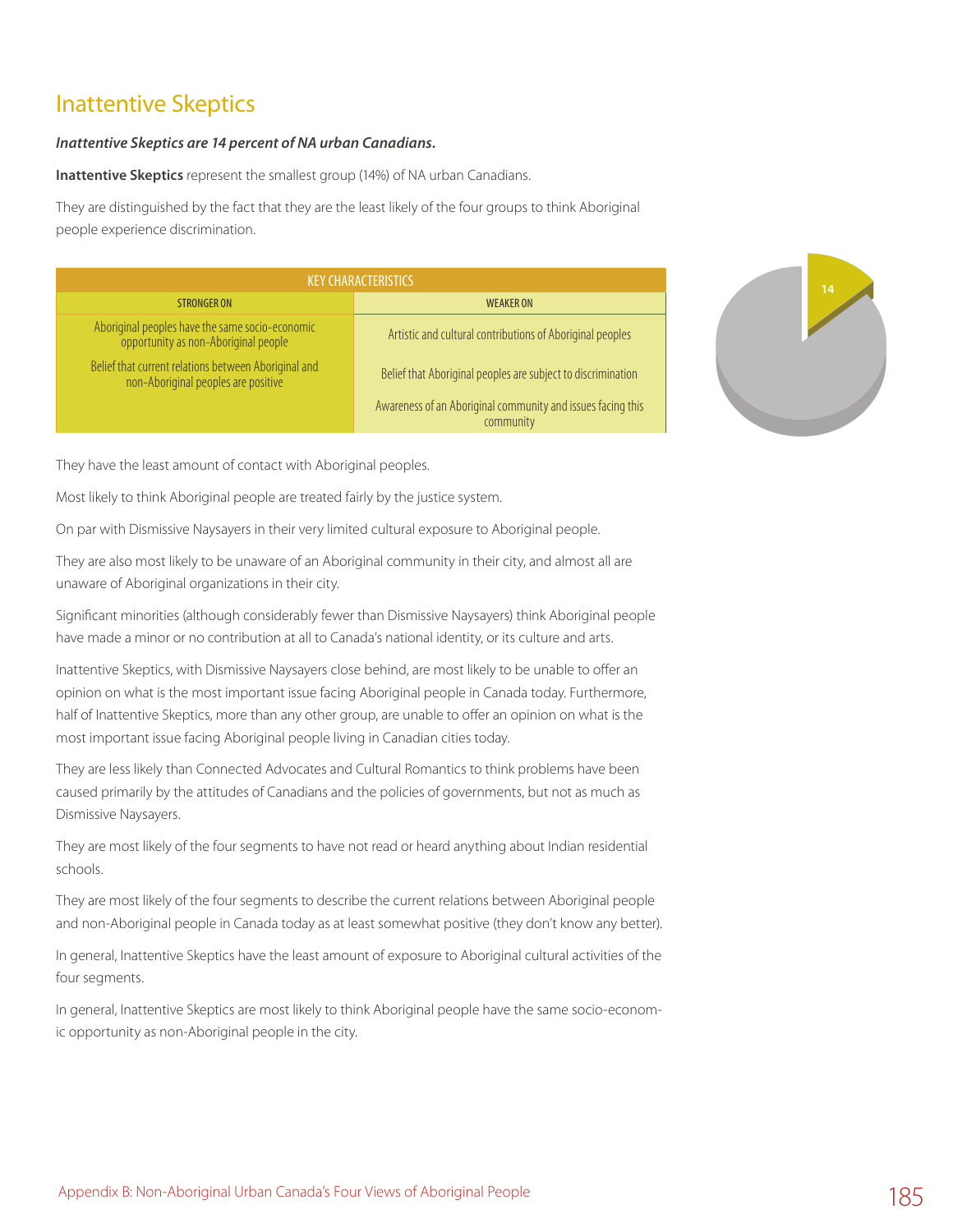## Inattentive Skeptics

***Inattentive Skeptics are 14 percent of NA urban Canadians.***

**Inattentive Skeptics** represent the smallest group (14%) of NA urban Canadians.

They are distinguished by the fact that they are the least likely of the four groups to think Aboriginal people experience discrimination.

| KEY CHARACTERISTICS | |
|---|---|
| STRONGER ON | WEAKER ON |
| Aboriginal peoples have the same socio-economic opportunity as non-Aboriginal people | Artistic and cultural contributions of Aboriginal peoples |
| Belief that current relations between Aboriginal and non-Aboriginal peoples are positive | Belief that Aboriginal peoples are subject to discrimination |
| | Awareness of an Aboriginal community and issues facing this community |

14

They have the least amount of contact with Aboriginal peoples.

Most likely to think Aboriginal people are treated fairly by the justice system.

On par with Dismissive Naysayers in their very limited cultural exposure to Aboriginal people.

They are also most likely to be unaware of an Aboriginal community in their city, and almost all are unaware of Aboriginal organizations in their city.

Significant minorities (although considerably fewer than Dismissive Naysayers) think Aboriginal people have made a minor or no contribution at all to Canada's national identity, or its culture and arts.

Inattentive Skeptics, with Dismissive Naysayers close behind, are most likely to be unable to offer an opinion on what is the most important issue facing Aboriginal people in Canada today. Furthermore, half of Inattentive Skeptics, more than any other group, are unable to offer an opinion on what is the most important issue facing Aboriginal people living in Canadian cities today.

They are less likely than Connected Advocates and Cultural Romantics to think problems have been caused primarily by the attitudes of Canadians and the policies of governments, but not as much as Dismissive Naysayers.

They are most likely of the four segments to have not read or heard anything about Indian residential schools.

They are most likely of the four segments to describe the current relations between Aboriginal people and non-Aboriginal people in Canada today as at least somewhat positive (they don't know any better).

In general, Inattentive Skeptics have the least amount of exposure to Aboriginal cultural activities of the four segments.

In general, Inattentive Skeptics are most likely to think Aboriginal people have the same socio-economic opportunity as non-Aboriginal people in the city.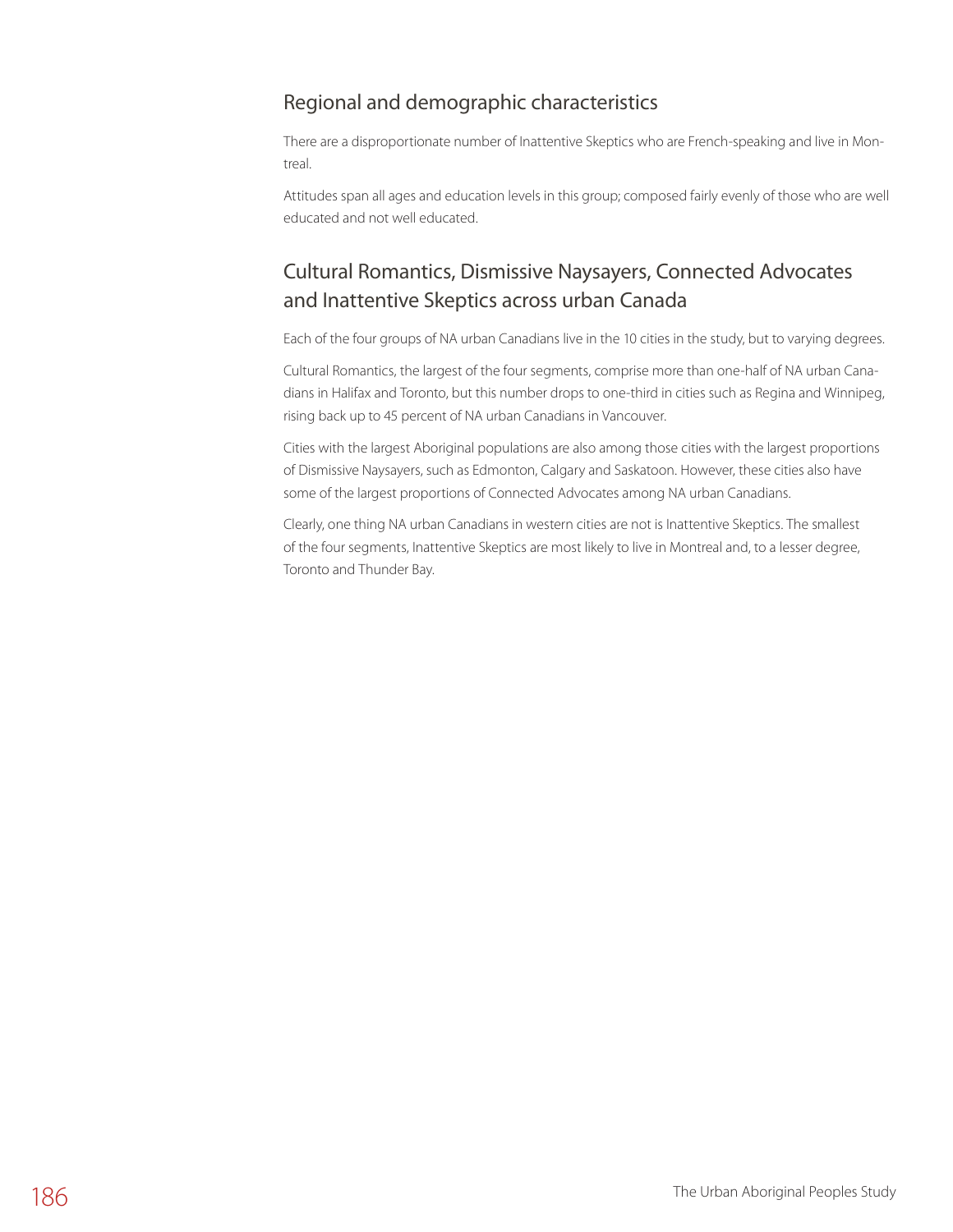## Regional and demographic characteristics

There are a disproportionate number of Inattentive Skeptics who are French-speaking and live in Montreal.

Attitudes span all ages and education levels in this group; composed fairly evenly of those who are well educated and not well educated.

## Cultural Romantics, Dismissive Naysayers, Connected Advocates and Inattentive Skeptics across urban Canada

Each of the four groups of NA urban Canadians live in the 10 cities in the study, but to varying degrees.

Cultural Romantics, the largest of the four segments, comprise more than one-half of NA urban Canadians in Halifax and Toronto, but this number drops to one-third in cities such as Regina and Winnipeg, rising back up to 45 percent of NA urban Canadians in Vancouver.

Cities with the largest Aboriginal populations are also among those cities with the largest proportions of Dismissive Naysayers, such as Edmonton, Calgary and Saskatoon. However, these cities also have some of the largest proportions of Connected Advocates among NA urban Canadians.

Clearly, one thing NA urban Canadians in western cities are not is Inattentive Skeptics. The smallest of the four segments, Inattentive Skeptics are most likely to live in Montreal and, to a lesser degree, Toronto and Thunder Bay.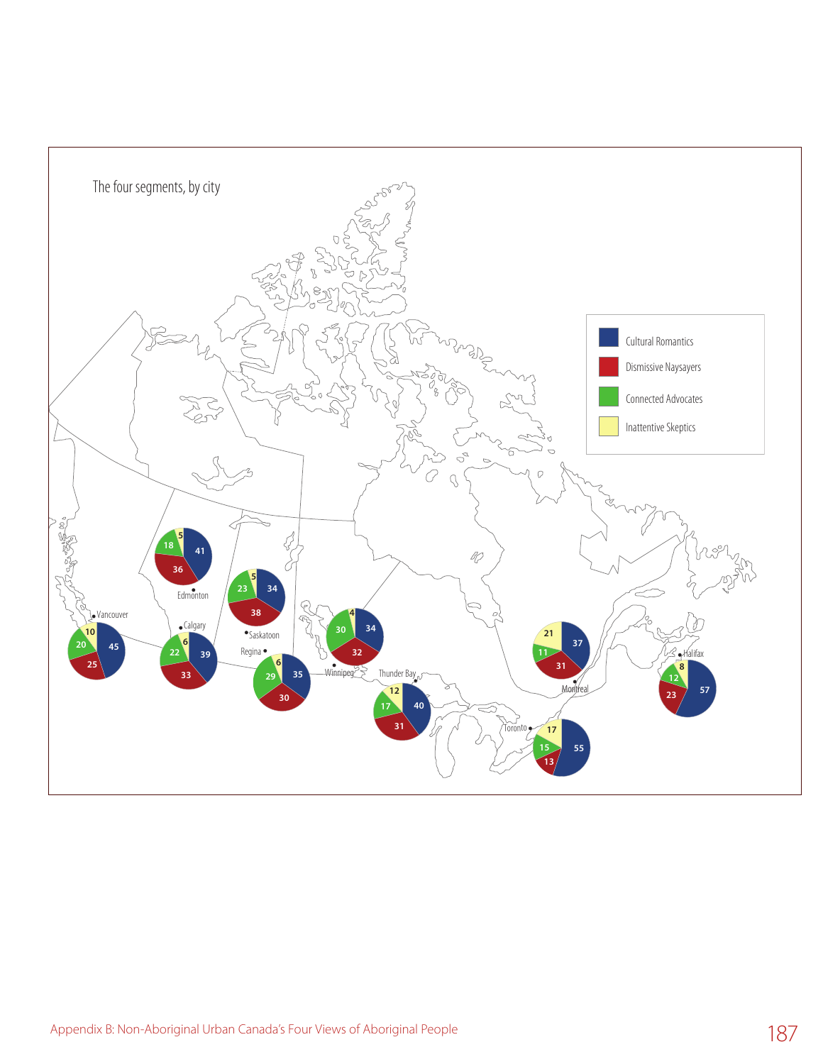The four segments, by city

Cultural Romantics

Dismissive Naysayers

Connected Advocates

Inattentive Skeptics

Edmonton
41
36
18
5

Saskatoon
34
38
23
5

Vancouver
45
25
20
10

Calgary
39
33
22
6

Regina
35
30
29
6

Winnipeg
34
32
30
4

Thunder Bay
40
31
17
12

Montreal
37
31
11
21

Toronto
55
13
15
17

Halifax
57
23
12
8

Appendix B: Non-Aboriginal Urban Canada's Four Views of Aboriginal People